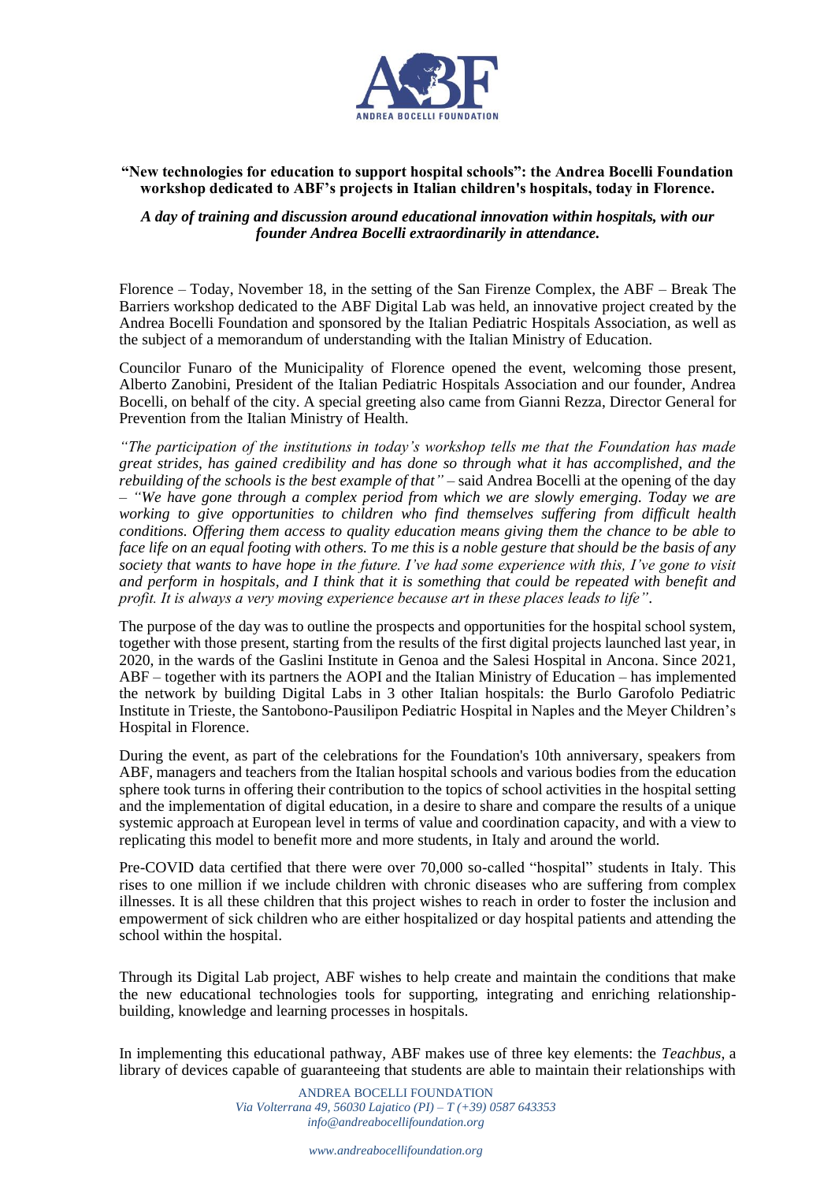**"New technologies for education to support hospital schools": the Andrea Bocelli Foundation workshop dedicated to ABF's projects in Italian children's hospitals, today in Florence.**

***A day of training and discussion around educational innovation within hospitals, with our founder Andrea Bocelli extraordinarily in attendance.***

Florence – Today, November 18, in the setting of the San Firenze Complex, the ABF – Break The Barriers workshop dedicated to the ABF Digital Lab was held, an innovative project created by the Andrea Bocelli Foundation and sponsored by the Italian Pediatric Hospitals Association, as well as the subject of a memorandum of understanding with the Italian Ministry of Education.

Councilor Funaro of the Municipality of Florence opened the event, welcoming those present, Alberto Zanobini, President of the Italian Pediatric Hospitals Association and our founder, Andrea Bocelli, on behalf of the city. A special greeting also came from Gianni Rezza, Director General for Prevention from the Italian Ministry of Health.

*"The participation of the institutions in today's workshop tells me that the Foundation has made great strides, has gained credibility and has done so through what it has accomplished, and the rebuilding of the schools is the best example of that"* – said Andrea Bocelli at the opening of the day – *"We have gone through a complex period from which we are slowly emerging. Today we are working to give opportunities to children who find themselves suffering from difficult health conditions. Offering them access to quality education means giving them the chance to be able to face life on an equal footing with others. To me this is a noble gesture that should be the basis of any society that wants to have hope in the future. I've had some experience with this, I've gone to visit and perform in hospitals, and I think that it is something that could be repeated with benefit and profit. It is always a very moving experience because art in these places leads to life"*.

The purpose of the day was to outline the prospects and opportunities for the hospital school system, together with those present, starting from the results of the first digital projects launched last year, in 2020, in the wards of the Gaslini Institute in Genoa and the Salesi Hospital in Ancona. Since 2021, ABF – together with its partners the AOPI and the Italian Ministry of Education – has implemented the network by building Digital Labs in 3 other Italian hospitals: the Burlo Garofolo Pediatric Institute in Trieste, the Santobono-Pausilipon Pediatric Hospital in Naples and the Meyer Children's Hospital in Florence.

During the event, as part of the celebrations for the Foundation's 10th anniversary, speakers from ABF, managers and teachers from the Italian hospital schools and various bodies from the education sphere took turns in offering their contribution to the topics of school activities in the hospital setting and the implementation of digital education, in a desire to share and compare the results of a unique systemic approach at European level in terms of value and coordination capacity, and with a view to replicating this model to benefit more and more students, in Italy and around the world.

Pre-COVID data certified that there were over 70,000 so-called "hospital" students in Italy. This rises to one million if we include children with chronic diseases who are suffering from complex illnesses. It is all these children that this project wishes to reach in order to foster the inclusion and empowerment of sick children who are either hospitalized or day hospital patients and attending the school within the hospital.

Through its Digital Lab project, ABF wishes to help create and maintain the conditions that make the new educational technologies tools for supporting, integrating and enriching relationship-building, knowledge and learning processes in hospitals.

In implementing this educational pathway, ABF makes use of three key elements: the *Teachbus*, a library of devices capable of guaranteeing that students are able to maintain their relationships with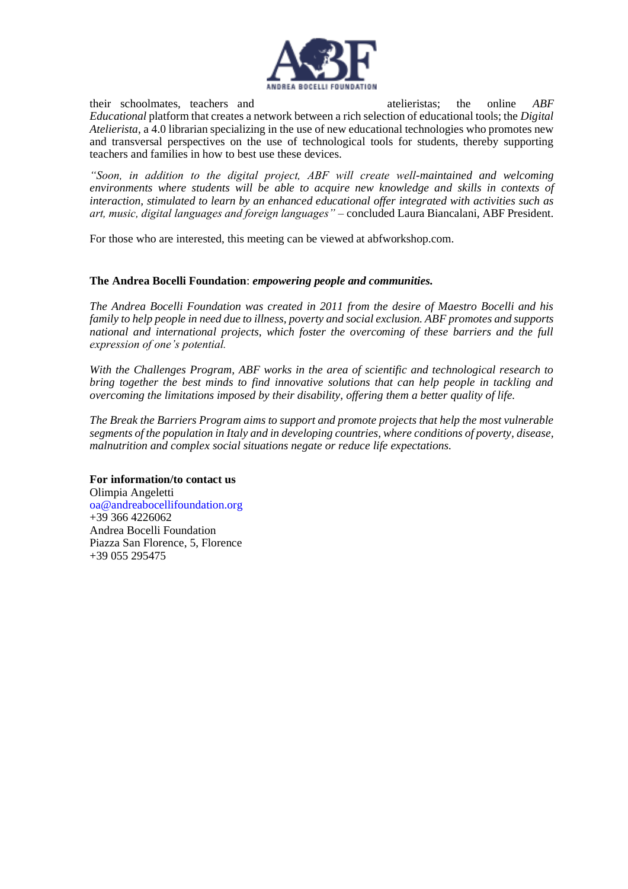their schoolmates, teachers and atelieristas; the online *ABF Educational* platform that creates a network between a rich selection of educational tools; the *Digital Atelierista*, a 4.0 librarian specializing in the use of new educational technologies who promotes new and transversal perspectives on the use of technological tools for students, thereby supporting teachers and families in how to best use these devices.

*"Soon, in addition to the digital project, ABF will create well-maintained and welcoming environments where students will be able to acquire new knowledge and skills in contexts of interaction, stimulated to learn by an enhanced educational offer integrated with activities such as art, music, digital languages and foreign languages"* – concluded Laura Biancalani, ABF President.

For those who are interested, this meeting can be viewed at abfworkshop.com.

**The Andrea Bocelli Foundation**: ***empowering people and communities.***

*The Andrea Bocelli Foundation was created in 2011 from the desire of Maestro Bocelli and his family to help people in need due to illness, poverty and social exclusion. ABF promotes and supports national and international projects, which foster the overcoming of these barriers and the full expression of one's potential.*

*With the Challenges Program, ABF works in the area of scientific and technological research to bring together the best minds to find innovative solutions that can help people in tackling and overcoming the limitations imposed by their disability, offering them a better quality of life.*

*The Break the Barriers Program aims to support and promote projects that help the most vulnerable segments of the population in Italy and in developing countries, where conditions of poverty, disease, malnutrition and complex social situations negate or reduce life expectations.*

**For information/to contact us**
Olimpia Angeletti
oa@andreabocellifoundation.org
+39 366 4226062
Andrea Bocelli Foundation
Piazza San Florence, 5, Florence
+39 055 295475